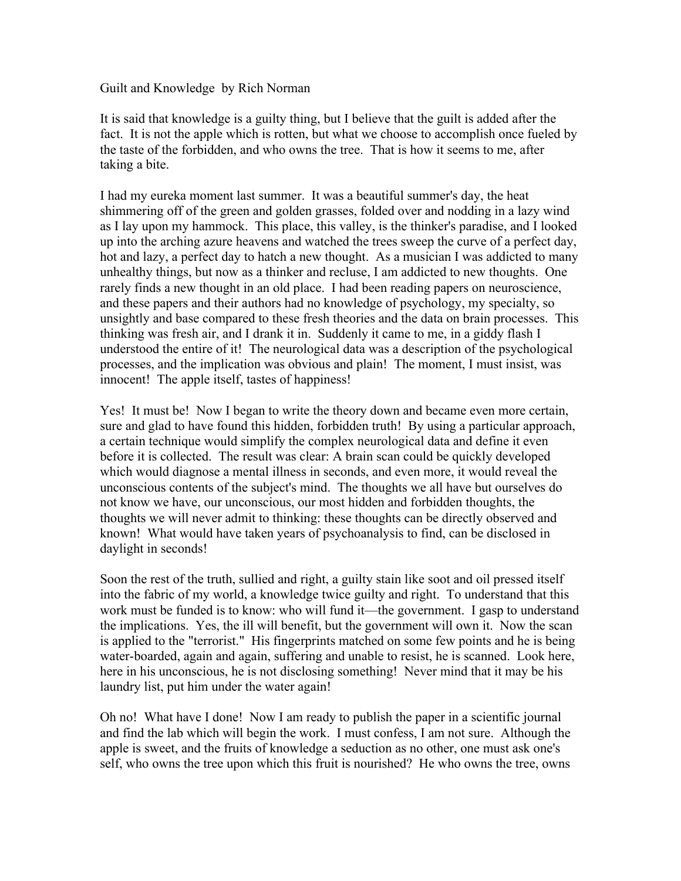Guilt and Knowledge by Rich Norman

It is said that knowledge is a guilty thing, but I believe that the guilt is added after the fact. It is not the apple which is rotten, but what we choose to accomplish once fueled by the taste of the forbidden, and who owns the tree. That is how it seems to me, after taking a bite.

I had my eureka moment last summer. It was a beautiful summer's day, the heat shimmering off of the green and golden grasses, folded over and nodding in a lazy wind as I lay upon my hammock. This place, this valley, is the thinker's paradise, and I looked up into the arching azure heavens and watched the trees sweep the curve of a perfect day, hot and lazy, a perfect day to hatch a new thought. As a musician I was addicted to many unhealthy things, but now as a thinker and recluse, I am addicted to new thoughts. One rarely finds a new thought in an old place. I had been reading papers on neuroscience, and these papers and their authors had no knowledge of psychology, my specialty, so unsightly and base compared to these fresh theories and the data on brain processes. This thinking was fresh air, and I drank it in. Suddenly it came to me, in a giddy flash I understood the entire of it! The neurological data was a description of the psychological processes, and the implication was obvious and plain! The moment, I must insist, was innocent! The apple itself, tastes of happiness!

Yes! It must be! Now I began to write the theory down and became even more certain, sure and glad to have found this hidden, forbidden truth! By using a particular approach, a certain technique would simplify the complex neurological data and define it even before it is collected. The result was clear: A brain scan could be quickly developed which would diagnose a mental illness in seconds, and even more, it would reveal the unconscious contents of the subject's mind. The thoughts we all have but ourselves do not know we have, our unconscious, our most hidden and forbidden thoughts, the thoughts we will never admit to thinking: these thoughts can be directly observed and known! What would have taken years of psychoanalysis to find, can be disclosed in daylight in seconds!

Soon the rest of the truth, sullied and right, a guilty stain like soot and oil pressed itself into the fabric of my world, a knowledge twice guilty and right. To understand that this work must be funded is to know: who will fund it—the government. I gasp to understand the implications. Yes, the ill will benefit, but the government will own it. Now the scan is applied to the "terrorist." His fingerprints matched on some few points and he is being water-boarded, again and again, suffering and unable to resist, he is scanned. Look here, here in his unconscious, he is not disclosing something! Never mind that it may be his laundry list, put him under the water again!

Oh no! What have I done! Now I am ready to publish the paper in a scientific journal and find the lab which will begin the work. I must confess, I am not sure. Although the apple is sweet, and the fruits of knowledge a seduction as no other, one must ask one's self, who owns the tree upon which this fruit is nourished? He who owns the tree, owns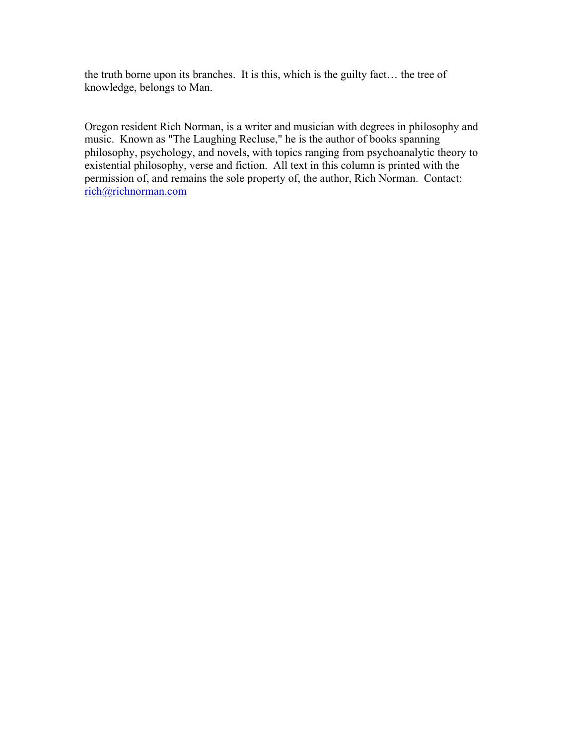the truth borne upon its branches. It is this, which is the guilty fact… the tree of knowledge, belongs to Man.

Oregon resident Rich Norman, is a writer and musician with degrees in philosophy and music. Known as "The Laughing Recluse," he is the author of books spanning philosophy, psychology, and novels, with topics ranging from psychoanalytic theory to existential philosophy, verse and fiction. All text in this column is printed with the permission of, and remains the sole property of, the author, Rich Norman. Contact: rich@richnorman.com